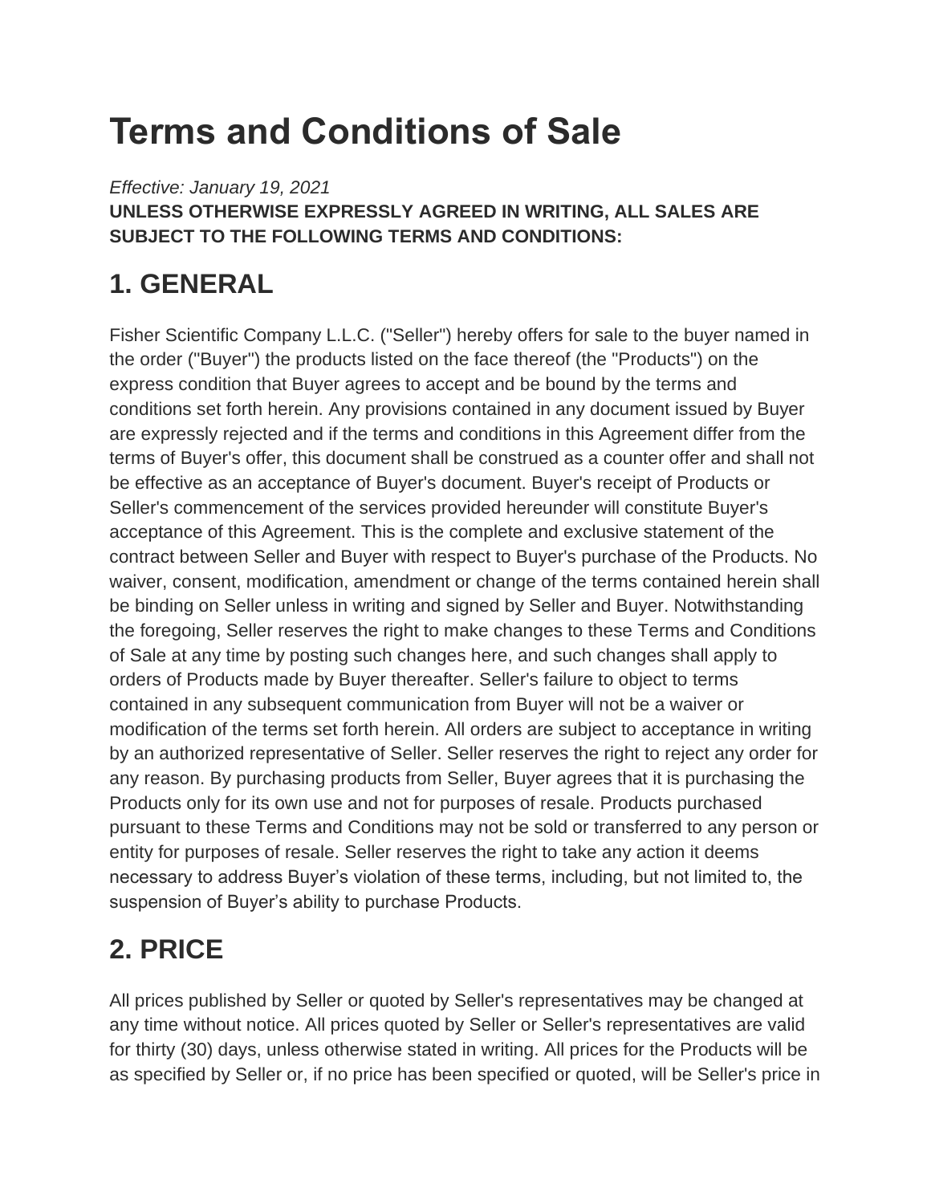# Terms and Conditions of Sale

*Effective: January 19, 2021*

**UNLESS OTHERWISE EXPRESSLY AGREED IN WRITING, ALL SALES ARE SUBJECT TO THE FOLLOWING TERMS AND CONDITIONS:**

## 1. GENERAL

Fisher Scientific Company L.L.C. ("Seller") hereby offers for sale to the buyer named in the order ("Buyer") the products listed on the face thereof (the "Products") on the express condition that Buyer agrees to accept and be bound by the terms and conditions set forth herein. Any provisions contained in any document issued by Buyer are expressly rejected and if the terms and conditions in this Agreement differ from the terms of Buyer's offer, this document shall be construed as a counter offer and shall not be effective as an acceptance of Buyer's document. Buyer's receipt of Products or Seller's commencement of the services provided hereunder will constitute Buyer's acceptance of this Agreement. This is the complete and exclusive statement of the contract between Seller and Buyer with respect to Buyer's purchase of the Products. No waiver, consent, modification, amendment or change of the terms contained herein shall be binding on Seller unless in writing and signed by Seller and Buyer. Notwithstanding the foregoing, Seller reserves the right to make changes to these Terms and Conditions of Sale at any time by posting such changes here, and such changes shall apply to orders of Products made by Buyer thereafter. Seller's failure to object to terms contained in any subsequent communication from Buyer will not be a waiver or modification of the terms set forth herein. All orders are subject to acceptance in writing by an authorized representative of Seller. Seller reserves the right to reject any order for any reason. By purchasing products from Seller, Buyer agrees that it is purchasing the Products only for its own use and not for purposes of resale. Products purchased pursuant to these Terms and Conditions may not be sold or transferred to any person or entity for purposes of resale. Seller reserves the right to take any action it deems necessary to address Buyer’s violation of these terms, including, but not limited to, the suspension of Buyer’s ability to purchase Products.

## 2. PRICE

All prices published by Seller or quoted by Seller's representatives may be changed at any time without notice. All prices quoted by Seller or Seller's representatives are valid for thirty (30) days, unless otherwise stated in writing. All prices for the Products will be as specified by Seller or, if no price has been specified or quoted, will be Seller's price in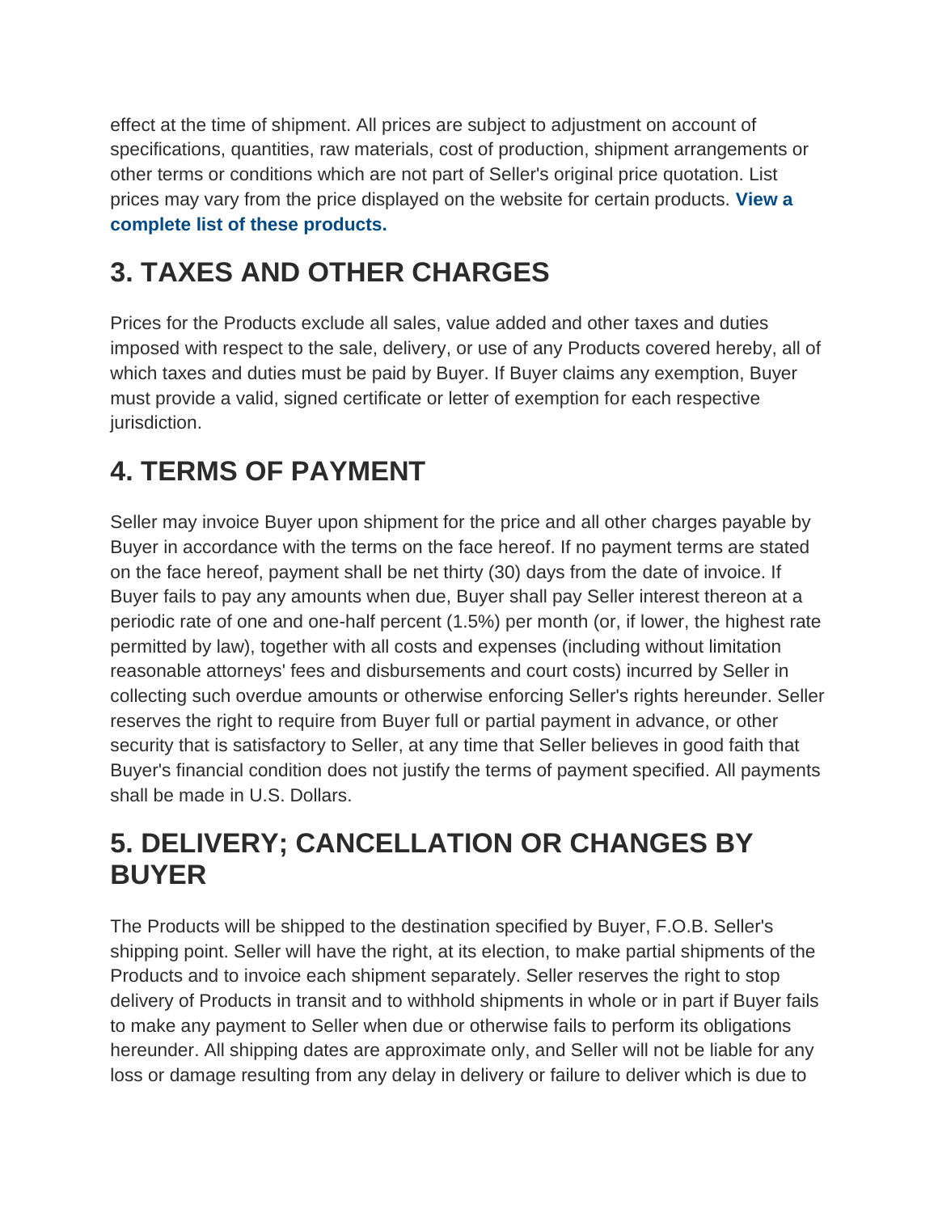effect at the time of shipment. All prices are subject to adjustment on account of specifications, quantities, raw materials, cost of production, shipment arrangements or other terms or conditions which are not part of Seller's original price quotation. List prices may vary from the price displayed on the website for certain products. **View a complete list of these products.**

## 3. TAXES AND OTHER CHARGES

Prices for the Products exclude all sales, value added and other taxes and duties imposed with respect to the sale, delivery, or use of any Products covered hereby, all of which taxes and duties must be paid by Buyer. If Buyer claims any exemption, Buyer must provide a valid, signed certificate or letter of exemption for each respective jurisdiction.

## 4. TERMS OF PAYMENT

Seller may invoice Buyer upon shipment for the price and all other charges payable by Buyer in accordance with the terms on the face hereof. If no payment terms are stated on the face hereof, payment shall be net thirty (30) days from the date of invoice. If Buyer fails to pay any amounts when due, Buyer shall pay Seller interest thereon at a periodic rate of one and one-half percent (1.5%) per month (or, if lower, the highest rate permitted by law), together with all costs and expenses (including without limitation reasonable attorneys' fees and disbursements and court costs) incurred by Seller in collecting such overdue amounts or otherwise enforcing Seller's rights hereunder. Seller reserves the right to require from Buyer full or partial payment in advance, or other security that is satisfactory to Seller, at any time that Seller believes in good faith that Buyer's financial condition does not justify the terms of payment specified. All payments shall be made in U.S. Dollars.

## 5. DELIVERY; CANCELLATION OR CHANGES BY BUYER

The Products will be shipped to the destination specified by Buyer, F.O.B. Seller's shipping point. Seller will have the right, at its election, to make partial shipments of the Products and to invoice each shipment separately. Seller reserves the right to stop delivery of Products in transit and to withhold shipments in whole or in part if Buyer fails to make any payment to Seller when due or otherwise fails to perform its obligations hereunder. All shipping dates are approximate only, and Seller will not be liable for any loss or damage resulting from any delay in delivery or failure to deliver which is due to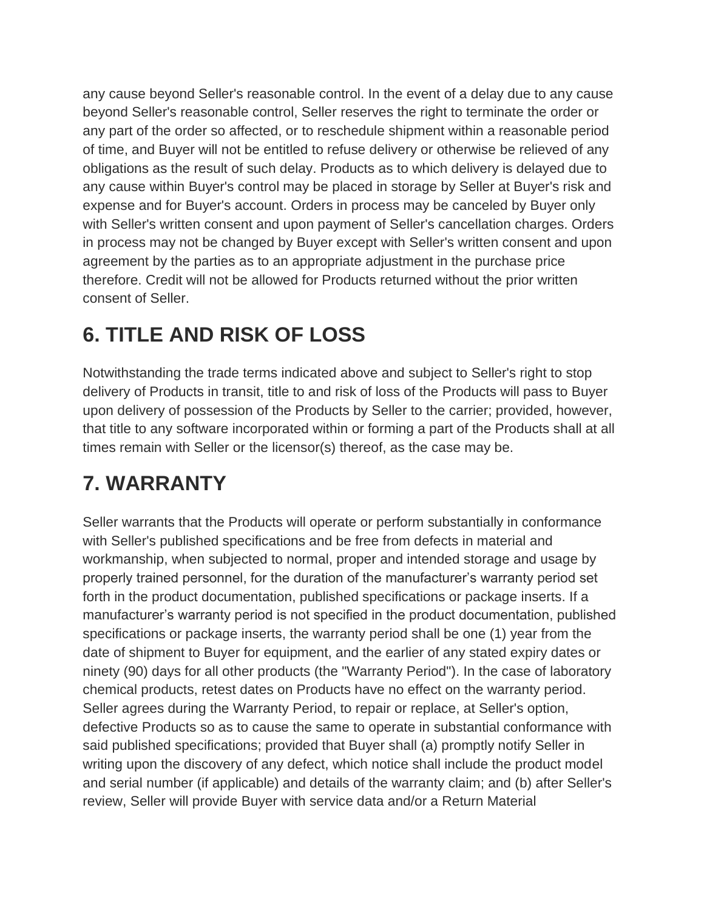any cause beyond Seller's reasonable control. In the event of a delay due to any cause beyond Seller's reasonable control, Seller reserves the right to terminate the order or any part of the order so affected, or to reschedule shipment within a reasonable period of time, and Buyer will not be entitled to refuse delivery or otherwise be relieved of any obligations as the result of such delay. Products as to which delivery is delayed due to any cause within Buyer's control may be placed in storage by Seller at Buyer's risk and expense and for Buyer's account. Orders in process may be canceled by Buyer only with Seller's written consent and upon payment of Seller's cancellation charges. Orders in process may not be changed by Buyer except with Seller's written consent and upon agreement by the parties as to an appropriate adjustment in the purchase price therefore. Credit will not be allowed for Products returned without the prior written consent of Seller.

## 6. TITLE AND RISK OF LOSS

Notwithstanding the trade terms indicated above and subject to Seller's right to stop delivery of Products in transit, title to and risk of loss of the Products will pass to Buyer upon delivery of possession of the Products by Seller to the carrier; provided, however, that title to any software incorporated within or forming a part of the Products shall at all times remain with Seller or the licensor(s) thereof, as the case may be.

## 7. WARRANTY

Seller warrants that the Products will operate or perform substantially in conformance with Seller's published specifications and be free from defects in material and workmanship, when subjected to normal, proper and intended storage and usage by properly trained personnel, for the duration of the manufacturer’s warranty period set forth in the product documentation, published specifications or package inserts. If a manufacturer’s warranty period is not specified in the product documentation, published specifications or package inserts, the warranty period shall be one (1) year from the date of shipment to Buyer for equipment, and the earlier of any stated expiry dates or ninety (90) days for all other products (the "Warranty Period"). In the case of laboratory chemical products, retest dates on Products have no effect on the warranty period. Seller agrees during the Warranty Period, to repair or replace, at Seller's option, defective Products so as to cause the same to operate in substantial conformance with said published specifications; provided that Buyer shall (a) promptly notify Seller in writing upon the discovery of any defect, which notice shall include the product model and serial number (if applicable) and details of the warranty claim; and (b) after Seller's review, Seller will provide Buyer with service data and/or a Return Material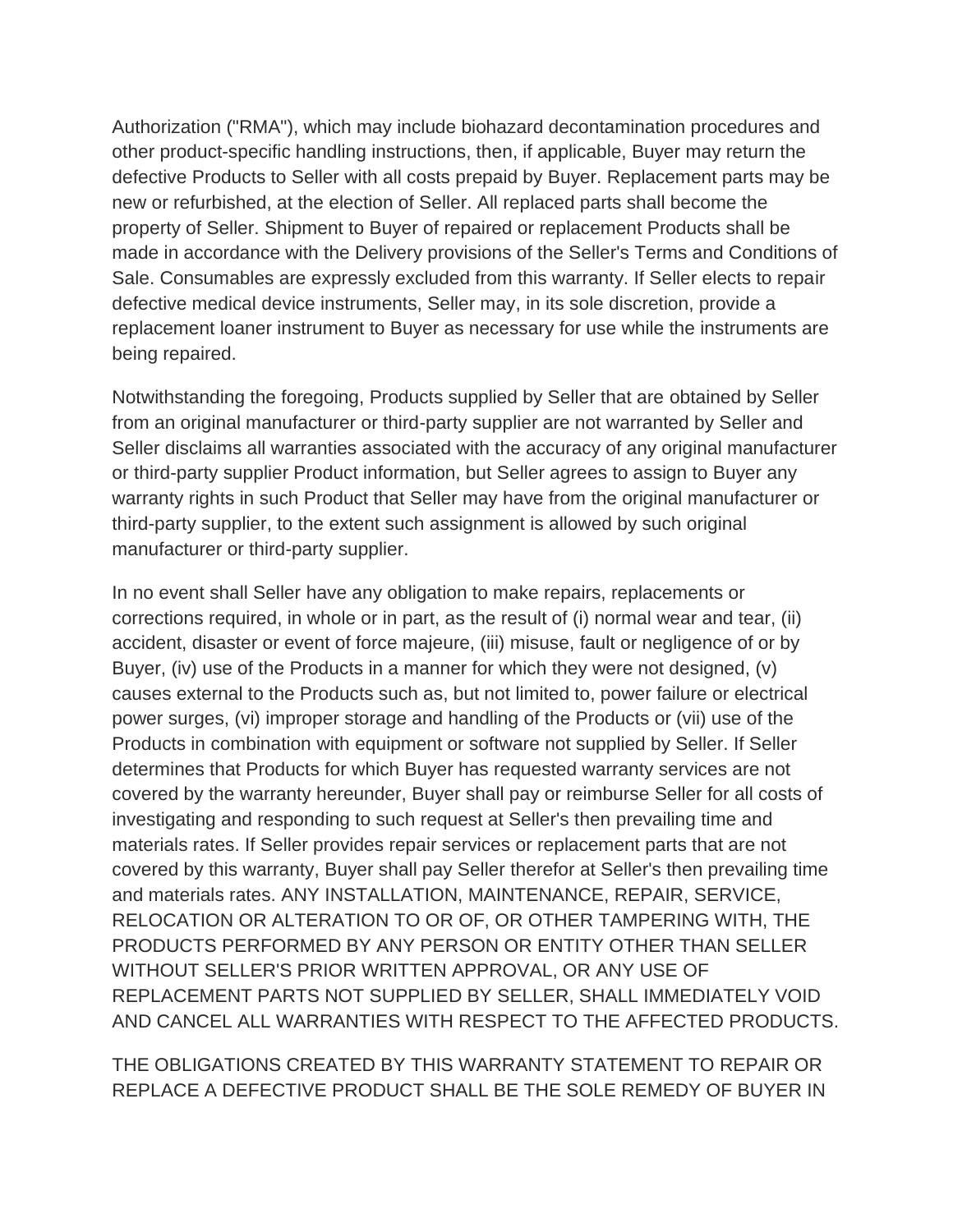Authorization ("RMA"), which may include biohazard decontamination procedures and other product-specific handling instructions, then, if applicable, Buyer may return the defective Products to Seller with all costs prepaid by Buyer. Replacement parts may be new or refurbished, at the election of Seller. All replaced parts shall become the property of Seller. Shipment to Buyer of repaired or replacement Products shall be made in accordance with the Delivery provisions of the Seller's Terms and Conditions of Sale. Consumables are expressly excluded from this warranty. If Seller elects to repair defective medical device instruments, Seller may, in its sole discretion, provide a replacement loaner instrument to Buyer as necessary for use while the instruments are being repaired.

Notwithstanding the foregoing, Products supplied by Seller that are obtained by Seller from an original manufacturer or third-party supplier are not warranted by Seller and Seller disclaims all warranties associated with the accuracy of any original manufacturer or third-party supplier Product information, but Seller agrees to assign to Buyer any warranty rights in such Product that Seller may have from the original manufacturer or third-party supplier, to the extent such assignment is allowed by such original manufacturer or third-party supplier.

In no event shall Seller have any obligation to make repairs, replacements or corrections required, in whole or in part, as the result of (i) normal wear and tear, (ii) accident, disaster or event of force majeure, (iii) misuse, fault or negligence of or by Buyer, (iv) use of the Products in a manner for which they were not designed, (v) causes external to the Products such as, but not limited to, power failure or electrical power surges, (vi) improper storage and handling of the Products or (vii) use of the Products in combination with equipment or software not supplied by Seller. If Seller determines that Products for which Buyer has requested warranty services are not covered by the warranty hereunder, Buyer shall pay or reimburse Seller for all costs of investigating and responding to such request at Seller's then prevailing time and materials rates. If Seller provides repair services or replacement parts that are not covered by this warranty, Buyer shall pay Seller therefor at Seller's then prevailing time and materials rates. ANY INSTALLATION, MAINTENANCE, REPAIR, SERVICE, RELOCATION OR ALTERATION TO OR OF, OR OTHER TAMPERING WITH, THE PRODUCTS PERFORMED BY ANY PERSON OR ENTITY OTHER THAN SELLER WITHOUT SELLER'S PRIOR WRITTEN APPROVAL, OR ANY USE OF REPLACEMENT PARTS NOT SUPPLIED BY SELLER, SHALL IMMEDIATELY VOID AND CANCEL ALL WARRANTIES WITH RESPECT TO THE AFFECTED PRODUCTS.

THE OBLIGATIONS CREATED BY THIS WARRANTY STATEMENT TO REPAIR OR REPLACE A DEFECTIVE PRODUCT SHALL BE THE SOLE REMEDY OF BUYER IN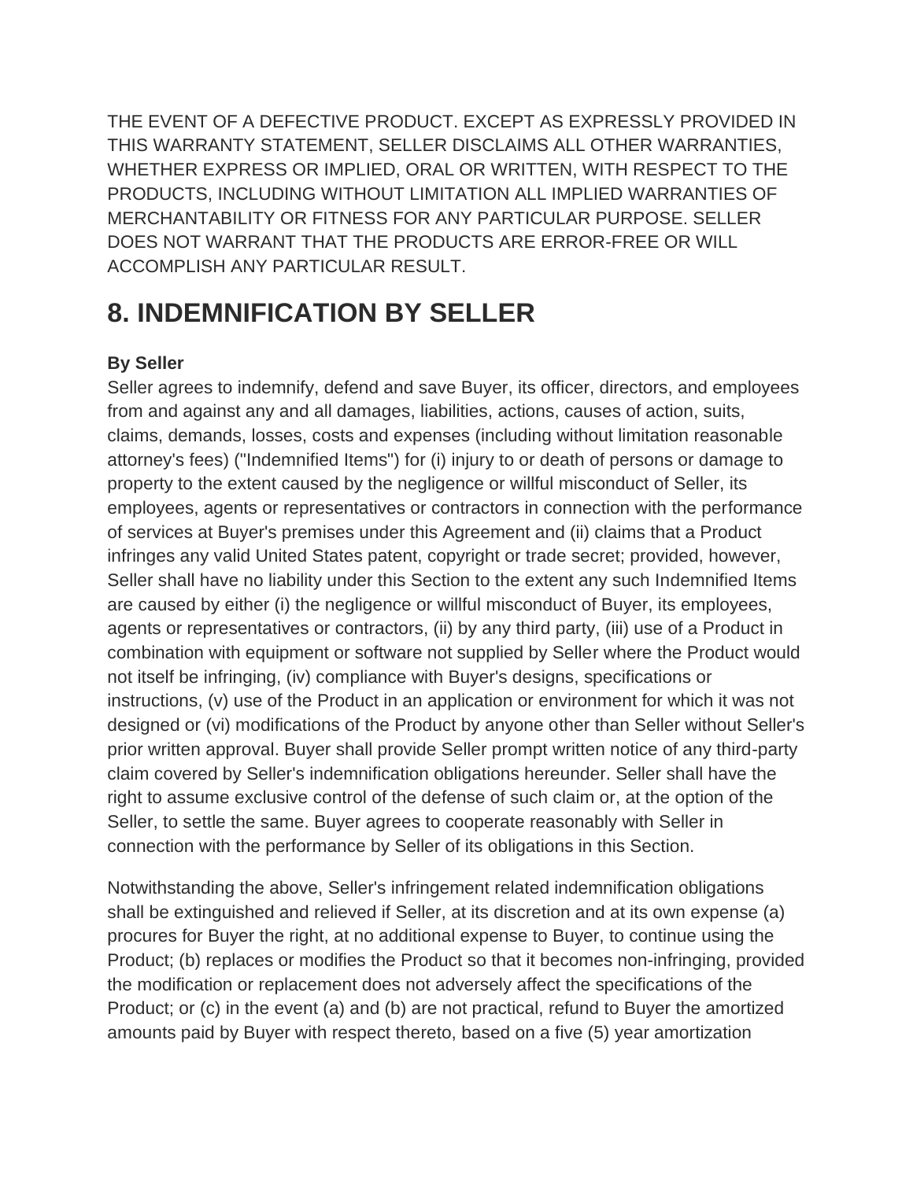THE EVENT OF A DEFECTIVE PRODUCT. EXCEPT AS EXPRESSLY PROVIDED IN THIS WARRANTY STATEMENT, SELLER DISCLAIMS ALL OTHER WARRANTIES, WHETHER EXPRESS OR IMPLIED, ORAL OR WRITTEN, WITH RESPECT TO THE PRODUCTS, INCLUDING WITHOUT LIMITATION ALL IMPLIED WARRANTIES OF MERCHANTABILITY OR FITNESS FOR ANY PARTICULAR PURPOSE. SELLER DOES NOT WARRANT THAT THE PRODUCTS ARE ERROR-FREE OR WILL ACCOMPLISH ANY PARTICULAR RESULT.

# 8. INDEMNIFICATION BY SELLER

**By Seller**

Seller agrees to indemnify, defend and save Buyer, its officer, directors, and employees from and against any and all damages, liabilities, actions, causes of action, suits, claims, demands, losses, costs and expenses (including without limitation reasonable attorney's fees) ("Indemnified Items") for (i) injury to or death of persons or damage to property to the extent caused by the negligence or willful misconduct of Seller, its employees, agents or representatives or contractors in connection with the performance of services at Buyer's premises under this Agreement and (ii) claims that a Product infringes any valid United States patent, copyright or trade secret; provided, however, Seller shall have no liability under this Section to the extent any such Indemnified Items are caused by either (i) the negligence or willful misconduct of Buyer, its employees, agents or representatives or contractors, (ii) by any third party, (iii) use of a Product in combination with equipment or software not supplied by Seller where the Product would not itself be infringing, (iv) compliance with Buyer's designs, specifications or instructions, (v) use of the Product in an application or environment for which it was not designed or (vi) modifications of the Product by anyone other than Seller without Seller's prior written approval. Buyer shall provide Seller prompt written notice of any third-party claim covered by Seller's indemnification obligations hereunder. Seller shall have the right to assume exclusive control of the defense of such claim or, at the option of the Seller, to settle the same. Buyer agrees to cooperate reasonably with Seller in connection with the performance by Seller of its obligations in this Section.

Notwithstanding the above, Seller's infringement related indemnification obligations shall be extinguished and relieved if Seller, at its discretion and at its own expense (a) procures for Buyer the right, at no additional expense to Buyer, to continue using the Product; (b) replaces or modifies the Product so that it becomes non-infringing, provided the modification or replacement does not adversely affect the specifications of the Product; or (c) in the event (a) and (b) are not practical, refund to Buyer the amortized amounts paid by Buyer with respect thereto, based on a five (5) year amortization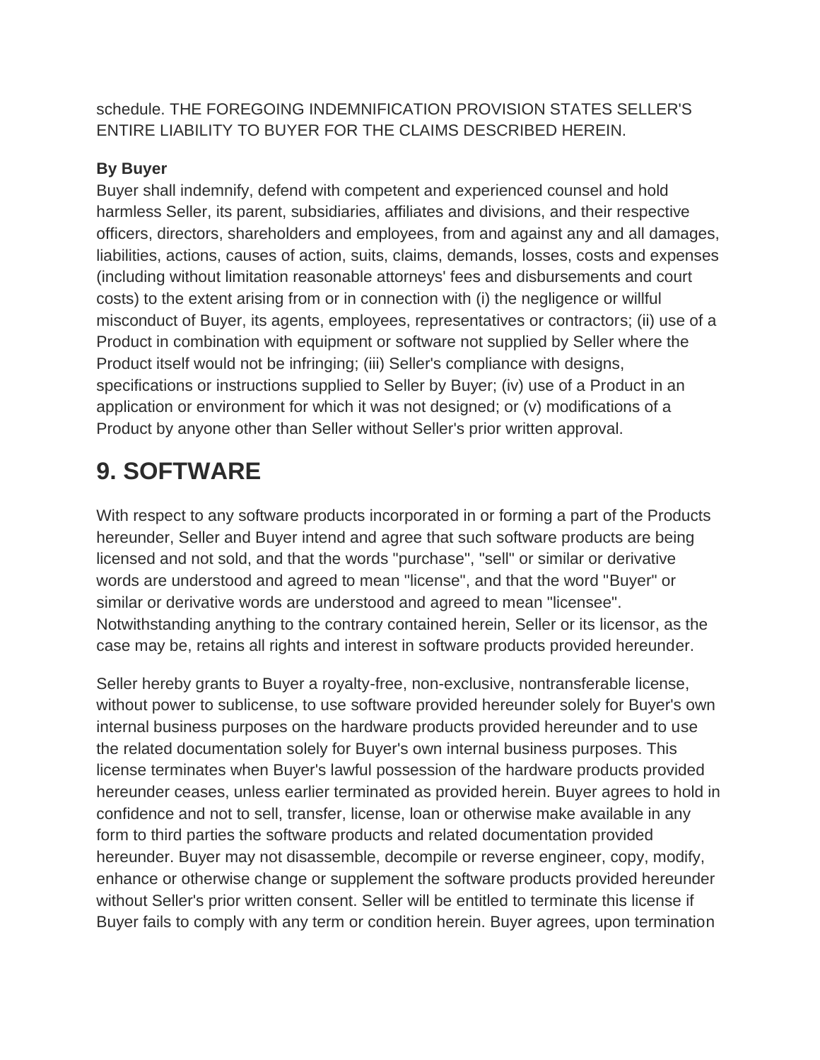schedule. THE FOREGOING INDEMNIFICATION PROVISION STATES SELLER'S ENTIRE LIABILITY TO BUYER FOR THE CLAIMS DESCRIBED HEREIN.

**By Buyer**

Buyer shall indemnify, defend with competent and experienced counsel and hold harmless Seller, its parent, subsidiaries, affiliates and divisions, and their respective officers, directors, shareholders and employees, from and against any and all damages, liabilities, actions, causes of action, suits, claims, demands, losses, costs and expenses (including without limitation reasonable attorneys' fees and disbursements and court costs) to the extent arising from or in connection with (i) the negligence or willful misconduct of Buyer, its agents, employees, representatives or contractors; (ii) use of a Product in combination with equipment or software not supplied by Seller where the Product itself would not be infringing; (iii) Seller's compliance with designs, specifications or instructions supplied to Seller by Buyer; (iv) use of a Product in an application or environment for which it was not designed; or (v) modifications of a Product by anyone other than Seller without Seller's prior written approval.

# 9. SOFTWARE

With respect to any software products incorporated in or forming a part of the Products hereunder, Seller and Buyer intend and agree that such software products are being licensed and not sold, and that the words "purchase", "sell" or similar or derivative words are understood and agreed to mean "license", and that the word "Buyer" or similar or derivative words are understood and agreed to mean "licensee". Notwithstanding anything to the contrary contained herein, Seller or its licensor, as the case may be, retains all rights and interest in software products provided hereunder.

Seller hereby grants to Buyer a royalty-free, non-exclusive, nontransferable license, without power to sublicense, to use software provided hereunder solely for Buyer's own internal business purposes on the hardware products provided hereunder and to use the related documentation solely for Buyer's own internal business purposes. This license terminates when Buyer's lawful possession of the hardware products provided hereunder ceases, unless earlier terminated as provided herein. Buyer agrees to hold in confidence and not to sell, transfer, license, loan or otherwise make available in any form to third parties the software products and related documentation provided hereunder. Buyer may not disassemble, decompile or reverse engineer, copy, modify, enhance or otherwise change or supplement the software products provided hereunder without Seller's prior written consent. Seller will be entitled to terminate this license if Buyer fails to comply with any term or condition herein. Buyer agrees, upon termination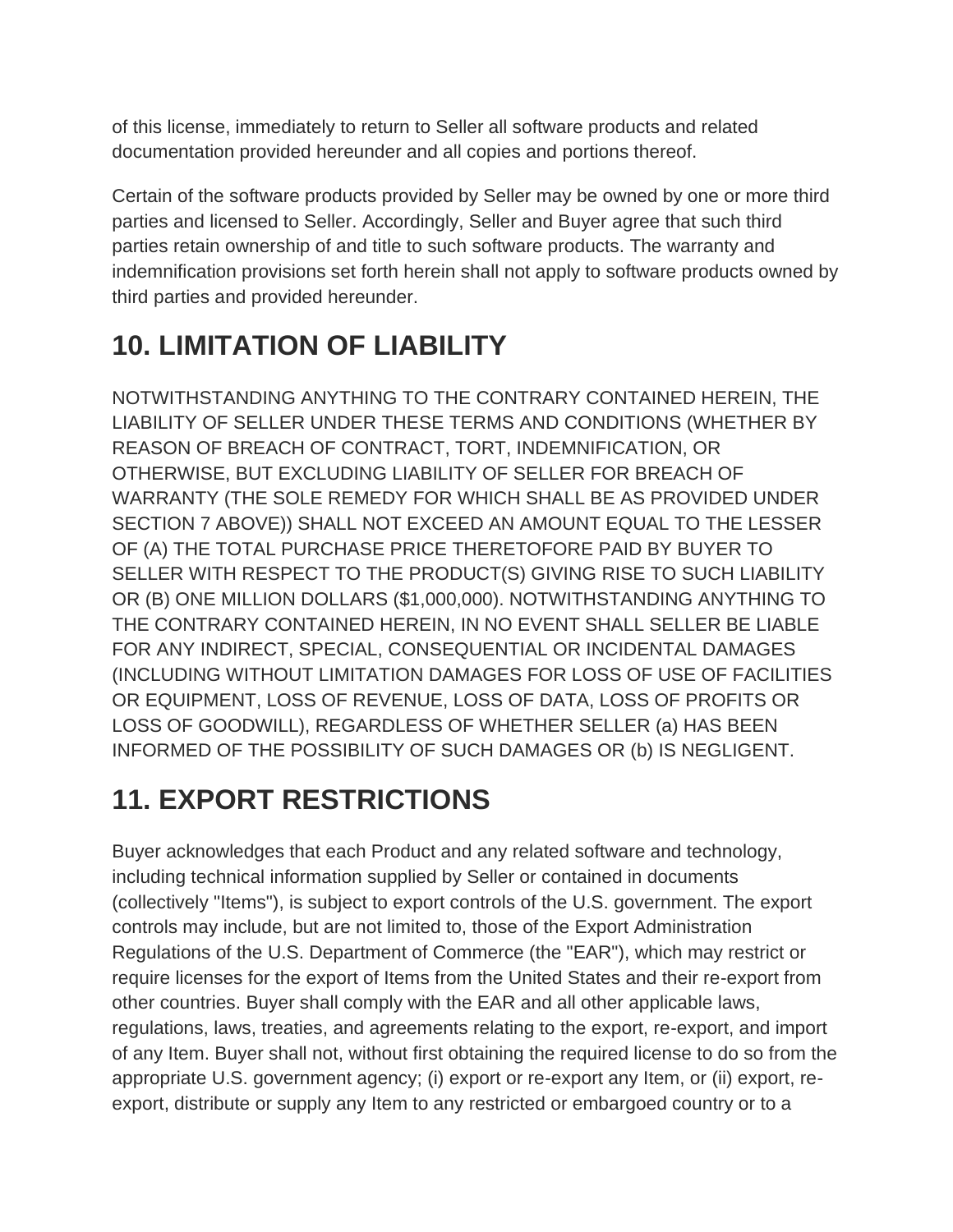of this license, immediately to return to Seller all software products and related documentation provided hereunder and all copies and portions thereof.

Certain of the software products provided by Seller may be owned by one or more third parties and licensed to Seller. Accordingly, Seller and Buyer agree that such third parties retain ownership of and title to such software products. The warranty and indemnification provisions set forth herein shall not apply to software products owned by third parties and provided hereunder.

## 10. LIMITATION OF LIABILITY

NOTWITHSTANDING ANYTHING TO THE CONTRARY CONTAINED HEREIN, THE LIABILITY OF SELLER UNDER THESE TERMS AND CONDITIONS (WHETHER BY REASON OF BREACH OF CONTRACT, TORT, INDEMNIFICATION, OR OTHERWISE, BUT EXCLUDING LIABILITY OF SELLER FOR BREACH OF WARRANTY (THE SOLE REMEDY FOR WHICH SHALL BE AS PROVIDED UNDER SECTION 7 ABOVE)) SHALL NOT EXCEED AN AMOUNT EQUAL TO THE LESSER OF (A) THE TOTAL PURCHASE PRICE THERETOFORE PAID BY BUYER TO SELLER WITH RESPECT TO THE PRODUCT(S) GIVING RISE TO SUCH LIABILITY OR (B) ONE MILLION DOLLARS ($1,000,000). NOTWITHSTANDING ANYTHING TO THE CONTRARY CONTAINED HEREIN, IN NO EVENT SHALL SELLER BE LIABLE FOR ANY INDIRECT, SPECIAL, CONSEQUENTIAL OR INCIDENTAL DAMAGES (INCLUDING WITHOUT LIMITATION DAMAGES FOR LOSS OF USE OF FACILITIES OR EQUIPMENT, LOSS OF REVENUE, LOSS OF DATA, LOSS OF PROFITS OR LOSS OF GOODWILL), REGARDLESS OF WHETHER SELLER (a) HAS BEEN INFORMED OF THE POSSIBILITY OF SUCH DAMAGES OR (b) IS NEGLIGENT.

## 11. EXPORT RESTRICTIONS

Buyer acknowledges that each Product and any related software and technology, including technical information supplied by Seller or contained in documents (collectively "Items"), is subject to export controls of the U.S. government. The export controls may include, but are not limited to, those of the Export Administration Regulations of the U.S. Department of Commerce (the "EAR"), which may restrict or require licenses for the export of Items from the United States and their re-export from other countries. Buyer shall comply with the EAR and all other applicable laws, regulations, laws, treaties, and agreements relating to the export, re-export, and import of any Item. Buyer shall not, without first obtaining the required license to do so from the appropriate U.S. government agency; (i) export or re-export any Item, or (ii) export, re-export, distribute or supply any Item to any restricted or embargoed country or to a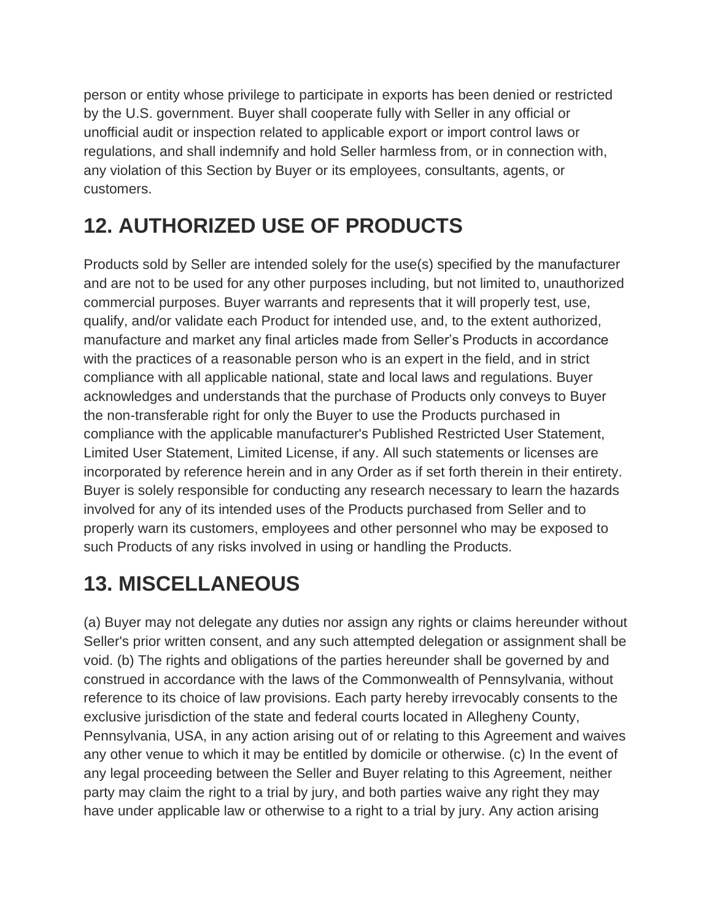person or entity whose privilege to participate in exports has been denied or restricted by the U.S. government. Buyer shall cooperate fully with Seller in any official or unofficial audit or inspection related to applicable export or import control laws or regulations, and shall indemnify and hold Seller harmless from, or in connection with, any violation of this Section by Buyer or its employees, consultants, agents, or customers.

## 12. AUTHORIZED USE OF PRODUCTS

Products sold by Seller are intended solely for the use(s) specified by the manufacturer and are not to be used for any other purposes including, but not limited to, unauthorized commercial purposes. Buyer warrants and represents that it will properly test, use, qualify, and/or validate each Product for intended use, and, to the extent authorized, manufacture and market any final articles made from Seller's Products in accordance with the practices of a reasonable person who is an expert in the field, and in strict compliance with all applicable national, state and local laws and regulations. Buyer acknowledges and understands that the purchase of Products only conveys to Buyer the non-transferable right for only the Buyer to use the Products purchased in compliance with the applicable manufacturer's Published Restricted User Statement, Limited User Statement, Limited License, if any. All such statements or licenses are incorporated by reference herein and in any Order as if set forth therein in their entirety. Buyer is solely responsible for conducting any research necessary to learn the hazards involved for any of its intended uses of the Products purchased from Seller and to properly warn its customers, employees and other personnel who may be exposed to such Products of any risks involved in using or handling the Products.

## 13. MISCELLANEOUS

(a) Buyer may not delegate any duties nor assign any rights or claims hereunder without Seller's prior written consent, and any such attempted delegation or assignment shall be void. (b) The rights and obligations of the parties hereunder shall be governed by and construed in accordance with the laws of the Commonwealth of Pennsylvania, without reference to its choice of law provisions. Each party hereby irrevocably consents to the exclusive jurisdiction of the state and federal courts located in Allegheny County, Pennsylvania, USA, in any action arising out of or relating to this Agreement and waives any other venue to which it may be entitled by domicile or otherwise. (c) In the event of any legal proceeding between the Seller and Buyer relating to this Agreement, neither party may claim the right to a trial by jury, and both parties waive any right they may have under applicable law or otherwise to a right to a trial by jury. Any action arising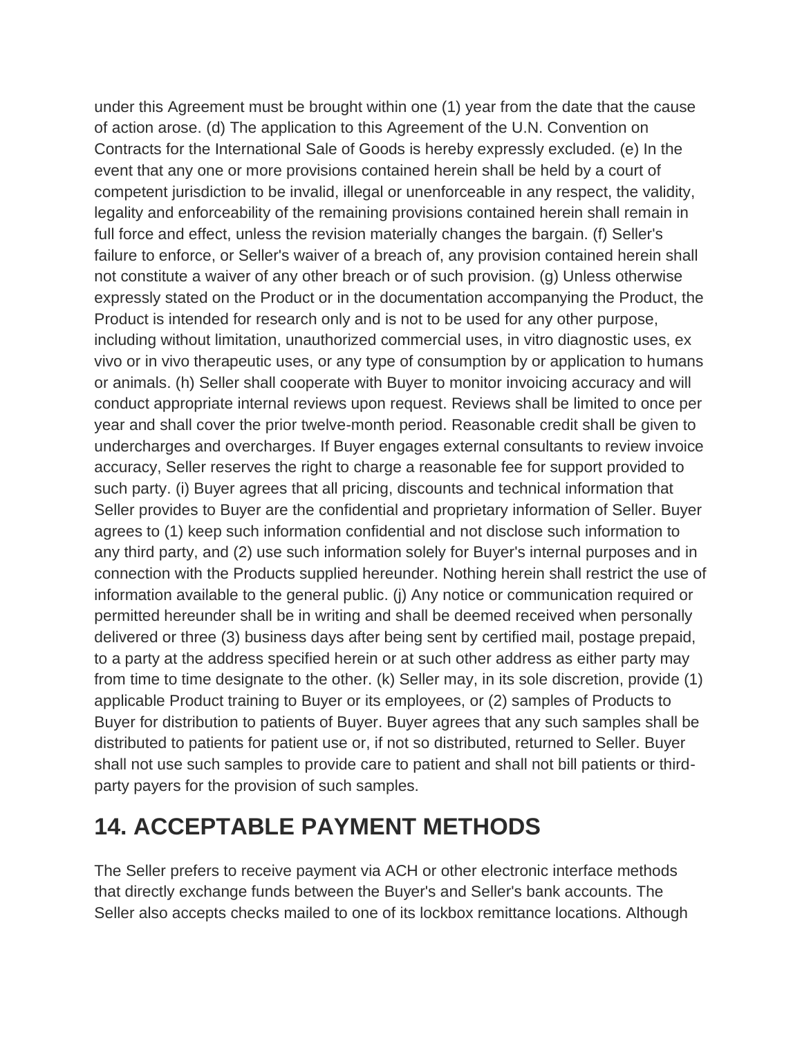under this Agreement must be brought within one (1) year from the date that the cause of action arose. (d) The application to this Agreement of the U.N. Convention on Contracts for the International Sale of Goods is hereby expressly excluded. (e) In the event that any one or more provisions contained herein shall be held by a court of competent jurisdiction to be invalid, illegal or unenforceable in any respect, the validity, legality and enforceability of the remaining provisions contained herein shall remain in full force and effect, unless the revision materially changes the bargain. (f) Seller's failure to enforce, or Seller's waiver of a breach of, any provision contained herein shall not constitute a waiver of any other breach or of such provision. (g) Unless otherwise expressly stated on the Product or in the documentation accompanying the Product, the Product is intended for research only and is not to be used for any other purpose, including without limitation, unauthorized commercial uses, in vitro diagnostic uses, ex vivo or in vivo therapeutic uses, or any type of consumption by or application to humans or animals. (h) Seller shall cooperate with Buyer to monitor invoicing accuracy and will conduct appropriate internal reviews upon request. Reviews shall be limited to once per year and shall cover the prior twelve-month period. Reasonable credit shall be given to undercharges and overcharges. If Buyer engages external consultants to review invoice accuracy, Seller reserves the right to charge a reasonable fee for support provided to such party. (i) Buyer agrees that all pricing, discounts and technical information that Seller provides to Buyer are the confidential and proprietary information of Seller. Buyer agrees to (1) keep such information confidential and not disclose such information to any third party, and (2) use such information solely for Buyer's internal purposes and in connection with the Products supplied hereunder. Nothing herein shall restrict the use of information available to the general public. (j) Any notice or communication required or permitted hereunder shall be in writing and shall be deemed received when personally delivered or three (3) business days after being sent by certified mail, postage prepaid, to a party at the address specified herein or at such other address as either party may from time to time designate to the other. (k) Seller may, in its sole discretion, provide (1) applicable Product training to Buyer or its employees, or (2) samples of Products to Buyer for distribution to patients of Buyer. Buyer agrees that any such samples shall be distributed to patients for patient use or, if not so distributed, returned to Seller. Buyer shall not use such samples to provide care to patient and shall not bill patients or third-party payers for the provision of such samples.

## 14. ACCEPTABLE PAYMENT METHODS

The Seller prefers to receive payment via ACH or other electronic interface methods that directly exchange funds between the Buyer's and Seller's bank accounts. The Seller also accepts checks mailed to one of its lockbox remittance locations. Although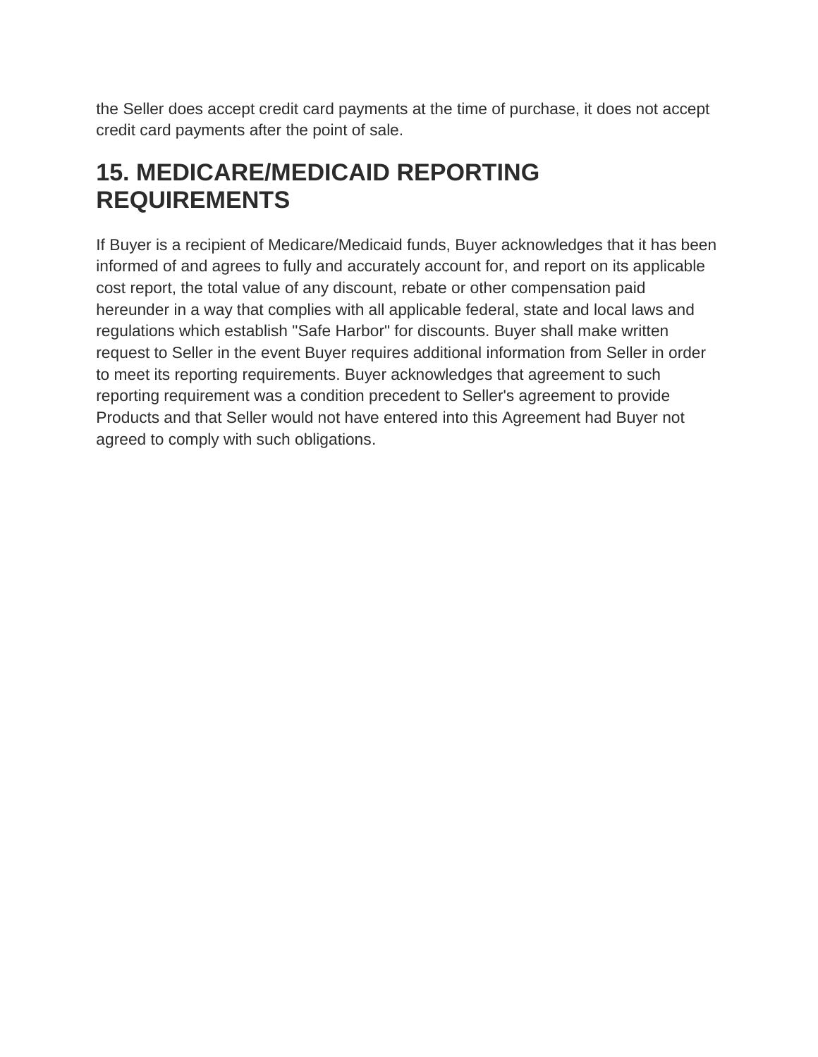the Seller does accept credit card payments at the time of purchase, it does not accept credit card payments after the point of sale.

## 15. MEDICARE/MEDICAID REPORTING REQUIREMENTS

If Buyer is a recipient of Medicare/Medicaid funds, Buyer acknowledges that it has been informed of and agrees to fully and accurately account for, and report on its applicable cost report, the total value of any discount, rebate or other compensation paid hereunder in a way that complies with all applicable federal, state and local laws and regulations which establish "Safe Harbor" for discounts. Buyer shall make written request to Seller in the event Buyer requires additional information from Seller in order to meet its reporting requirements. Buyer acknowledges that agreement to such reporting requirement was a condition precedent to Seller's agreement to provide Products and that Seller would not have entered into this Agreement had Buyer not agreed to comply with such obligations.